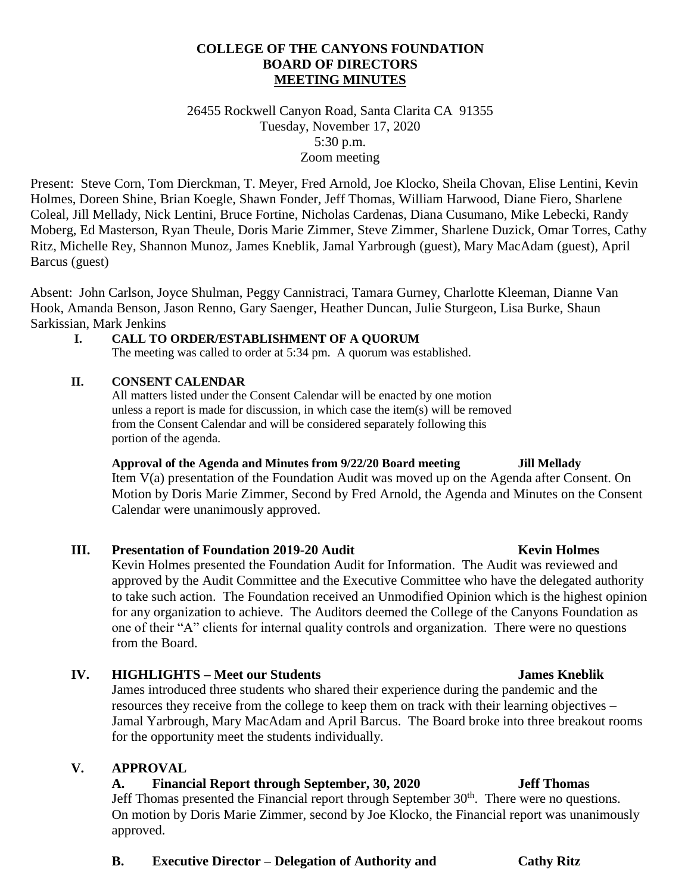# COLLEGE OF THE CANYONS FOUNDATION
# BOARD OF DIRECTORS
# MEETING MINUTES

26455 Rockwell Canyon Road, Santa Clarita CA 91355
Tuesday, November 17, 2020
5:30 p.m.
Zoom meeting

Present: Steve Corn, Tom Dierckman, T. Meyer, Fred Arnold, Joe Klocko, Sheila Chovan, Elise Lentini, Kevin Holmes, Doreen Shine, Brian Koegle, Shawn Fonder, Jeff Thomas, William Harwood, Diane Fiero, Sharlene Coleal, Jill Mellady, Nick Lentini, Bruce Fortine, Nicholas Cardenas, Diana Cusumano, Mike Lebecki, Randy Moberg, Ed Masterson, Ryan Theule, Doris Marie Zimmer, Steve Zimmer, Sharlene Duzick, Omar Torres, Cathy Ritz, Michelle Rey, Shannon Munoz, James Kneblik, Jamal Yarbrough (guest), Mary MacAdam (guest), April Barcus (guest)

Absent: John Carlson, Joyce Shulman, Peggy Cannistraci, Tamara Gurney, Charlotte Kleeman, Dianne Van Hook, Amanda Benson, Jason Renno, Gary Saenger, Heather Duncan, Julie Sturgeon, Lisa Burke, Shaun Sarkissian, Mark Jenkins

## I. CALL TO ORDER/ESTABLISHMENT OF A QUORUM

The meeting was called to order at 5:34 pm. A quorum was established.

## II. CONSENT CALENDAR

All matters listed under the Consent Calendar will be enacted by one motion unless a report is made for discussion, in which case the item(s) will be removed from the Consent Calendar and will be considered separately following this portion of the agenda.

**Approval of the Agenda and Minutes from 9/22/20 Board meeting** — **Jill Mellady**

Item V(a) presentation of the Foundation Audit was moved up on the Agenda after Consent. On Motion by Doris Marie Zimmer, Second by Fred Arnold, the Agenda and Minutes on the Consent Calendar were unanimously approved.

## III. Presentation of Foundation 2019-20 Audit — Kevin Holmes

Kevin Holmes presented the Foundation Audit for Information. The Audit was reviewed and approved by the Audit Committee and the Executive Committee who have the delegated authority to take such action. The Foundation received an Unmodified Opinion which is the highest opinion for any organization to achieve. The Auditors deemed the College of the Canyons Foundation as one of their "A" clients for internal quality controls and organization. There were no questions from the Board.

## IV. HIGHLIGHTS – Meet our Students — James Kneblik

James introduced three students who shared their experience during the pandemic and the resources they receive from the college to keep them on track with their learning objectives – Jamal Yarbrough, Mary MacAdam and April Barcus. The Board broke into three breakout rooms for the opportunity meet the students individually.

## V. APPROVAL

### A. Financial Report through September, 30, 2020 — Jeff Thomas

Jeff Thomas presented the Financial report through September 30th. There were no questions. On motion by Doris Marie Zimmer, second by Joe Klocko, the Financial report was unanimously approved.

### B. Executive Director – Delegation of Authority and — Cathy Ritz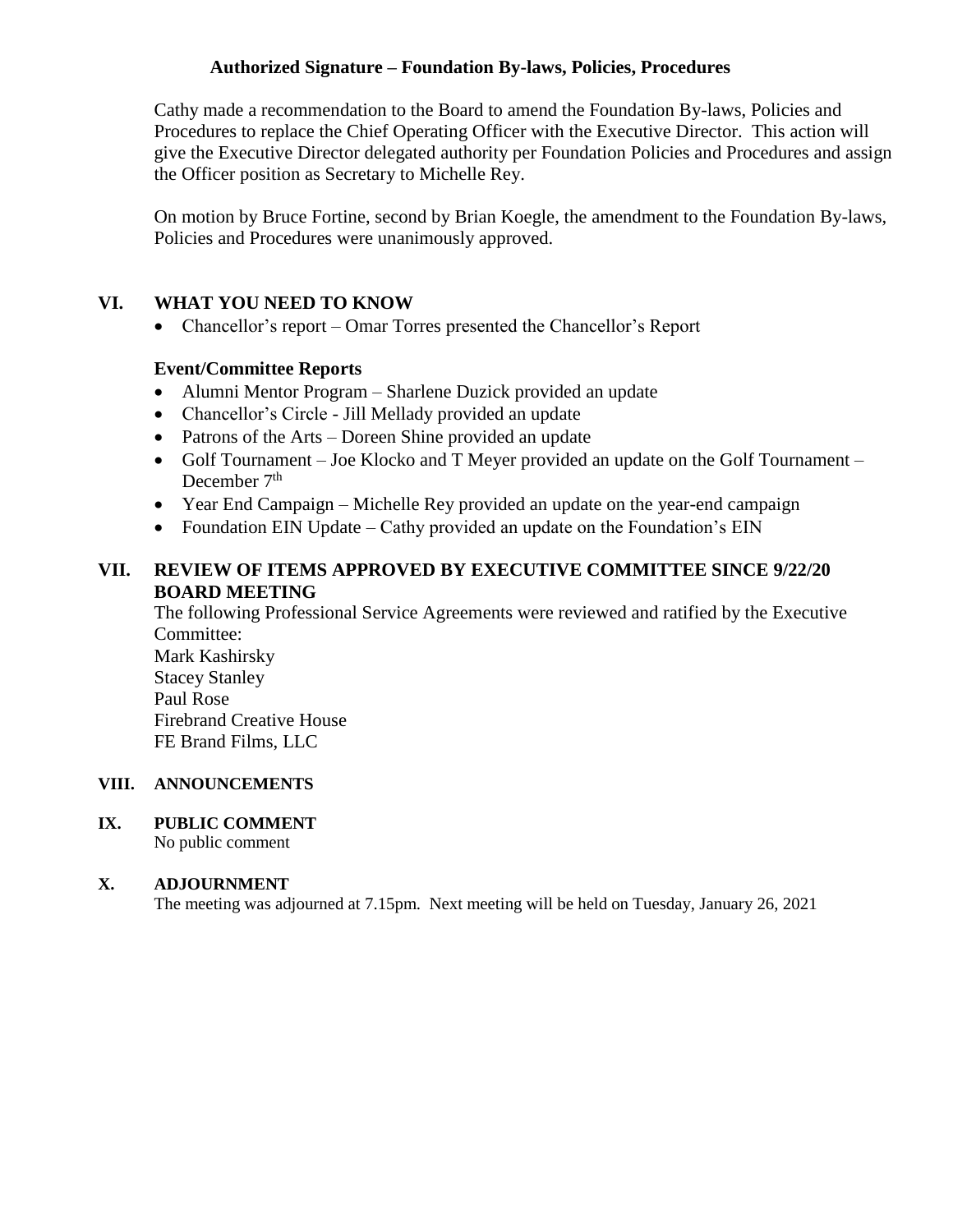**Authorized Signature – Foundation By-laws, Policies, Procedures**

Cathy made a recommendation to the Board to amend the Foundation By-laws, Policies and Procedures to replace the Chief Operating Officer with the Executive Director. This action will give the Executive Director delegated authority per Foundation Policies and Procedures and assign the Officer position as Secretary to Michelle Rey.

On motion by Bruce Fortine, second by Brian Koegle, the amendment to the Foundation By-laws, Policies and Procedures were unanimously approved.

## VI. WHAT YOU NEED TO KNOW

- Chancellor's report – Omar Torres presented the Chancellor's Report

### Event/Committee Reports

- Alumni Mentor Program – Sharlene Duzick provided an update
- Chancellor's Circle - Jill Mellady provided an update
- Patrons of the Arts – Doreen Shine provided an update
- Golf Tournament – Joe Klocko and T Meyer provided an update on the Golf Tournament – December 7th
- Year End Campaign – Michelle Rey provided an update on the year-end campaign
- Foundation EIN Update – Cathy provided an update on the Foundation's EIN

## VII. REVIEW OF ITEMS APPROVED BY EXECUTIVE COMMITTEE SINCE 9/22/20 BOARD MEETING

The following Professional Service Agreements were reviewed and ratified by the Executive Committee:
Mark Kashirsky
Stacey Stanley
Paul Rose
Firebrand Creative House
FE Brand Films, LLC

## VIII. ANNOUNCEMENTS

## IX. PUBLIC COMMENT

No public comment

## X. ADJOURNMENT

The meeting was adjourned at 7.15pm. Next meeting will be held on Tuesday, January 26, 2021